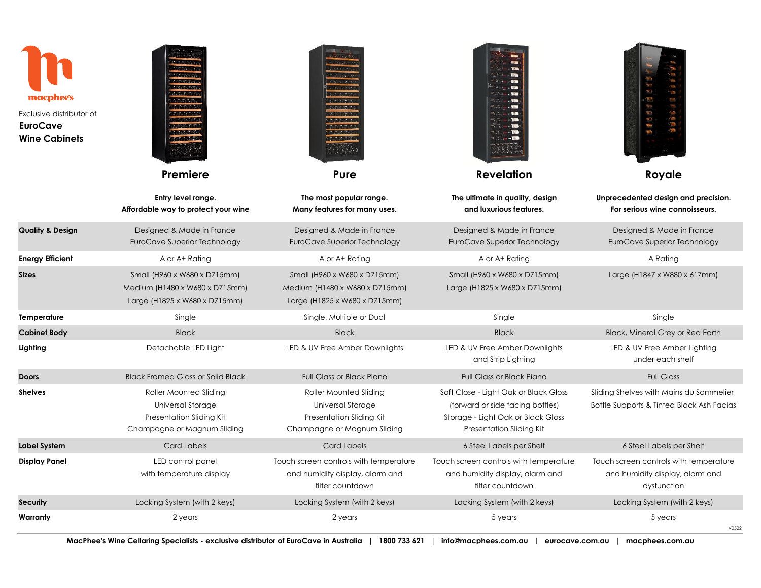macphee's

Exclusive distributor of

**EuroCave**
**Wine Cabinets**

| | **Premiere** | **Pure** | **Revelation** | **Royale** |
|---|---|---|---|---|
| | **Entry level range. Affordable way to protect your wine** | **The most popular range. Many features for many uses.** | **The ultimate in quality, design and luxurious features.** | **Unprecedented design and precision. For serious wine connoisseurs.** |
| **Quality & Design** | Designed & Made in France<br>EuroCave Superior Technology | Designed & Made in France<br>EuroCave Superior Technology | Designed & Made in France<br>EuroCave Superior Technology | Designed & Made in France<br>EuroCave Superior Technology |
| **Energy Efficient** | A or A+ Rating | A or A+ Rating | A or A+ Rating | A Rating |
| **Sizes** | Small (H960 x W680 x D715mm)<br>Medium (H1480 x W680 x D715mm)<br>Large (H1825 x W680 x D715mm) | Small (H960 x W680 x D715mm)<br>Medium (H1480 x W680 x D715mm)<br>Large (H1825 x W680 x D715mm) | Small (H960 x W680 x D715mm)<br>Large (H1825 x W680 x D715mm) | Large (H1847 x W880 x 617mm) |
| **Temperature** | Single | Single, Multiple or Dual | Single | Single |
| **Cabinet Body** | Black | Black | Black | Black, Mineral Grey or Red Earth |
| **Lighting** | Detachable LED Light | LED & UV Free Amber Downlights | LED & UV Free Amber Downlights and Strip Lighting | LED & UV Free Amber Lighting under each shelf |
| **Doors** | Black Framed Glass or Solid Black | Full Glass or Black Piano | Full Glass or Black Piano | Full Glass |
| **Shelves** | Roller Mounted Sliding<br>Universal Storage<br>Presentation Sliding Kit<br>Champagne or Magnum Sliding | Roller Mounted Sliding<br>Universal Storage<br>Presentation Sliding Kit<br>Champagne or Magnum Sliding | Soft Close - Light Oak or Black Gloss<br>(forward or side facing bottles)<br>Storage - Light Oak or Black Gloss<br>Presentation Sliding Kit | Sliding Shelves with Mains du Sommelier<br>Bottle Supports & Tinted Black Ash Facias |
| **Label System** | Card Labels | Card Labels | 6 Steel Labels per Shelf | 6 Steel Labels per Shelf |
| **Display Panel** | LED control panel with temperature display | Touch screen controls with temperature and humidity display, alarm and filter countdown | Touch screen controls with temperature and humidity display, alarm and filter countdown | Touch screen controls with temperature and humidity display, alarm and dysfunction |
| **Security** | Locking System (with 2 keys) | Locking System (with 2 keys) | Locking System (with 2 keys) | Locking System (with 2 keys) |
| **Warranty** | 2 years | 2 years | 5 years | 5 years |

V0522

**MacPhee's Wine Cellaring Specialists - exclusive distributor of EuroCave in Australia | 1800 733 621 | info@macphees.com.au | eurocave.com.au | macphees.com.au**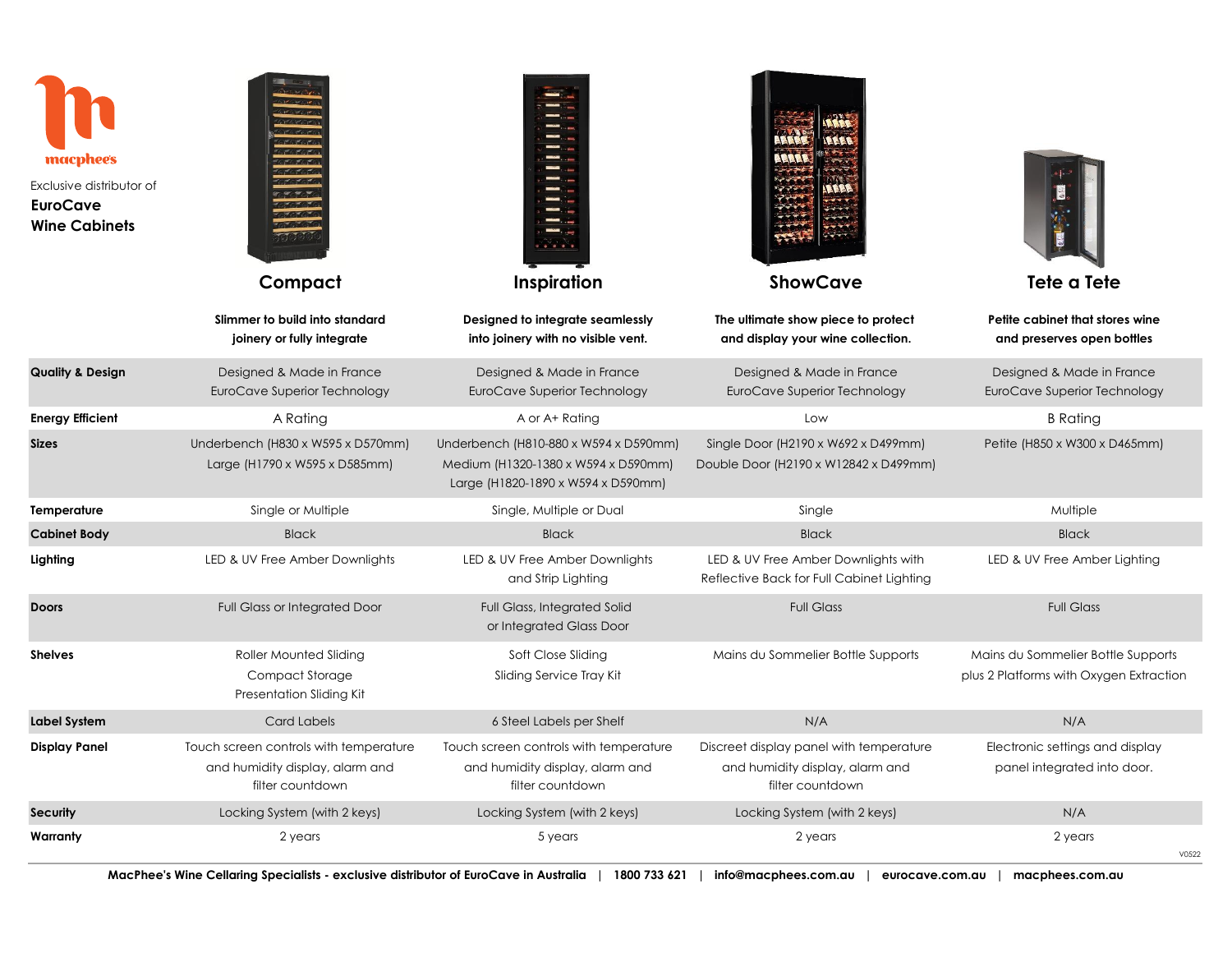macphee's

Exclusive distributor of
**EuroCave**
**Wine Cabinets**

| | Compact | Inspiration | ShowCave | Tete a Tete |
|---|---|---|---|---|
| | **Slimmer to build into standard joinery or fully integrate** | **Designed to integrate seamlessly into joinery with no visible vent.** | **The ultimate show piece to protect and display your wine collection.** | **Petite cabinet that stores wine and preserves open bottles** |
| **Quality & Design** | Designed & Made in France<br>EuroCave Superior Technology | Designed & Made in France<br>EuroCave Superior Technology | Designed & Made in France<br>EuroCave Superior Technology | Designed & Made in France<br>EuroCave Superior Technology |
| **Energy Efficient** | A Rating | A or A+ Rating | Low | B Rating |
| **Sizes** | Underbench (H830 x W595 x D570mm)<br>Large (H1790 x W595 x D585mm) | Underbench (H810-880 x W594 x D590mm)<br>Medium (H1320-1380 x W594 x D590mm)<br>Large (H1820-1890 x W594 x D590mm) | Single Door (H2190 x W692 x D499mm)<br>Double Door (H2190 x W12842 x D499mm) | Petite (H850 x W300 x D465mm) |
| **Temperature** | Single or Multiple | Single, Multiple or Dual | Single | Multiple |
| **Cabinet Body** | Black | Black | Black | Black |
| **Lighting** | LED & UV Free Amber Downlights | LED & UV Free Amber Downlights and Strip Lighting | LED & UV Free Amber Downlights with Reflective Back for Full Cabinet Lighting | LED & UV Free Amber Lighting |
| **Doors** | Full Glass or Integrated Door | Full Glass, Integrated Solid or Integrated Glass Door | Full Glass | Full Glass |
| **Shelves** | Roller Mounted Sliding<br>Compact Storage<br>Presentation Sliding Kit | Soft Close Sliding<br>Sliding Service Tray Kit | Mains du Sommelier Bottle Supports | Mains du Sommelier Bottle Supports plus 2 Platforms with Oxygen Extraction |
| **Label System** | Card Labels | 6 Steel Labels per Shelf | N/A | N/A |
| **Display Panel** | Touch screen controls with temperature and humidity display, alarm and filter countdown | Touch screen controls with temperature and humidity display, alarm and filter countdown | Discreet display panel with temperature and humidity display, alarm and filter countdown | Electronic settings and display panel integrated into door. |
| **Security** | Locking System (with 2 keys) | Locking System (with 2 keys) | Locking System (with 2 keys) | N/A |
| **Warranty** | 2 years | 5 years | 2 years | 2 years |

V0522

**MacPhee's Wine Cellaring Specialists - exclusive distributor of EuroCave in Australia | 1800 733 621 | info@macphees.com.au | eurocave.com.au | macphees.com.au**